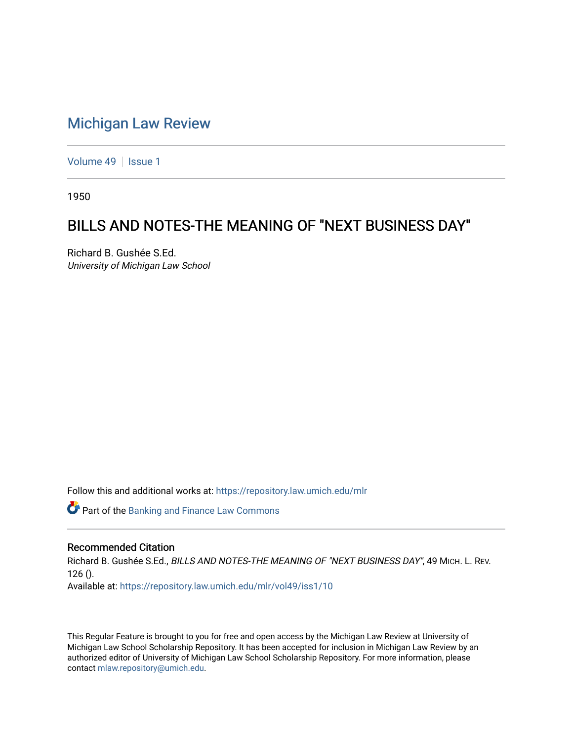# Michigan Law Review

Volume 49 | Issue 1

1950

## BILLS AND NOTES-THE MEANING OF "NEXT BUSINESS DAY"

Richard B. Gushée S.Ed.
*University of Michigan Law School*

Follow this and additional works at: https://repository.law.umich.edu/mlr

Part of the Banking and Finance Law Commons

### Recommended Citation

Richard B. Gushée S.Ed., *BILLS AND NOTES-THE MEANING OF "NEXT BUSINESS DAY"*, 49 MICH. L. REV. 126 ().
Available at: https://repository.law.umich.edu/mlr/vol49/iss1/10

This Regular Feature is brought to you for free and open access by the Michigan Law Review at University of Michigan Law School Scholarship Repository. It has been accepted for inclusion in Michigan Law Review by an authorized editor of University of Michigan Law School Scholarship Repository. For more information, please contact mlaw.repository@umich.edu.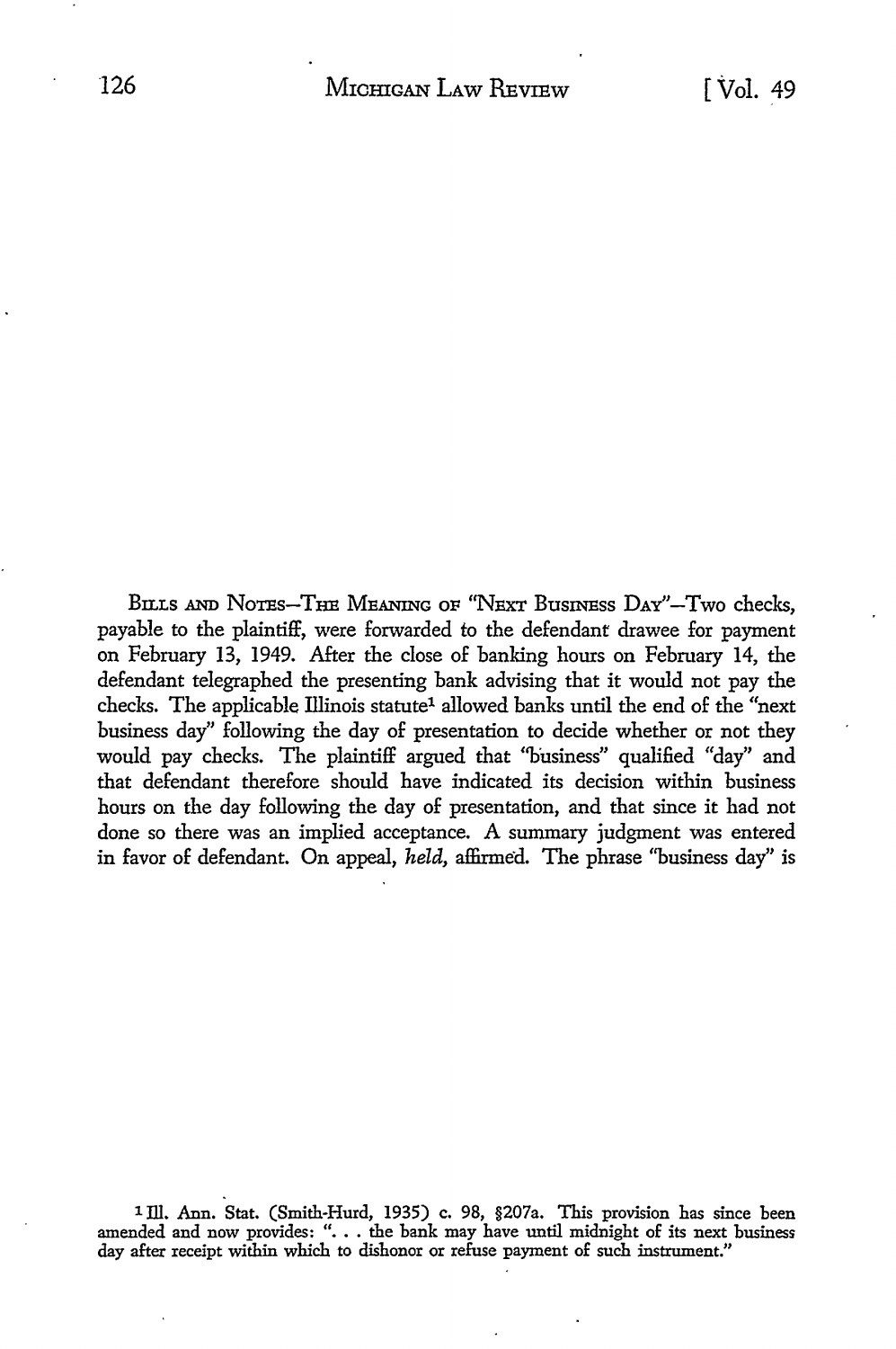BILLS AND NOTES—THE MEANING OF "NEXT BUSINESS DAY"—Two checks, payable to the plaintiff, were forwarded to the defendant drawee for payment on February 13, 1949. After the close of banking hours on February 14, the defendant telegraphed the presenting bank advising that it would not pay the checks. The applicable Illinois statute[1] allowed banks until the end of the "next business day" following the day of presentation to decide whether or not they would pay checks. The plaintiff argued that "business" qualified "day" and that defendant therefore should have indicated its decision within business hours on the day following the day of presentation, and that since it had not done so there was an implied acceptance. A summary judgment was entered in favor of defendant. On appeal, *held*, affirmed. The phrase "business day" is

[1] Ill. Ann. Stat. (Smith-Hurd, 1935) c. 98, §207a. This provision has since been amended and now provides: ". . . the bank may have until midnight of its next business day after receipt within which to dishonor or refuse payment of such instrument."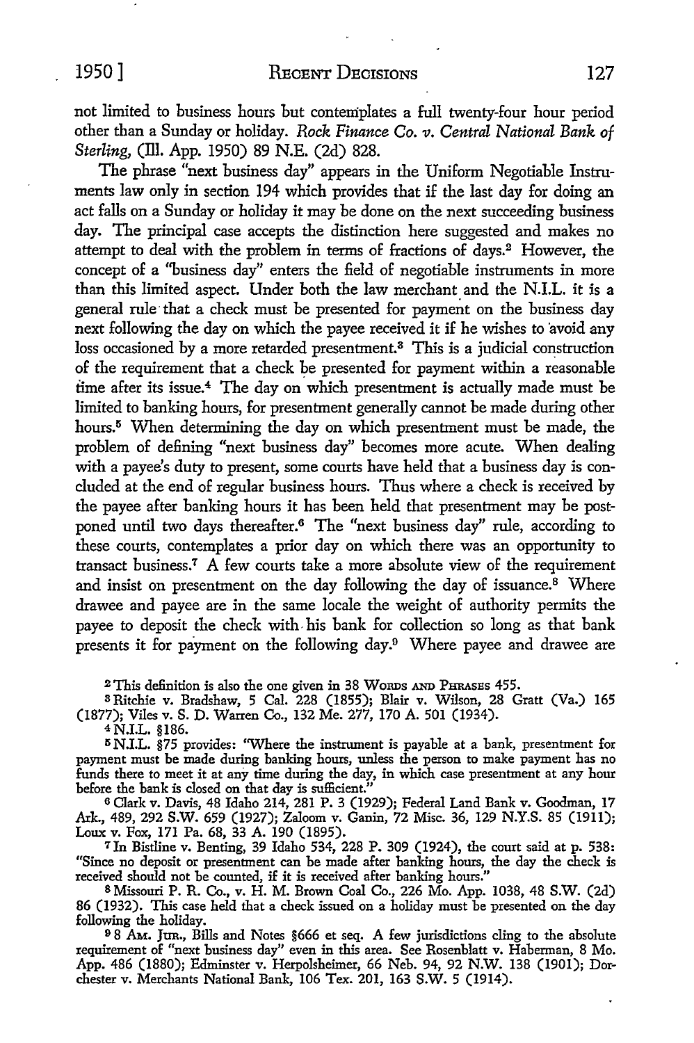not limited to business hours but contemplates a full twenty-four hour period other than a Sunday or holiday. *Rock Finance Co. v. Central National Bank of Sterling*, (Ill. App. 1950) 89 N.E. (2d) 828.

The phrase "next business day" appears in the Uniform Negotiable Instruments law only in section 194 which provides that if the last day for doing an act falls on a Sunday or holiday it may be done on the next succeeding business day. The principal case accepts the distinction here suggested and makes no attempt to deal with the problem in terms of fractions of days.[2] However, the concept of a "business day" enters the field of negotiable instruments in more than this limited aspect. Under both the law merchant and the N.I.L. it is a general rule that a check must be presented for payment on the business day next following the day on which the payee received it if he wishes to avoid any loss occasioned by a more retarded presentment.[3] This is a judicial construction of the requirement that a check be presented for payment within a reasonable time after its issue.[4] The day on which presentment is actually made must be limited to banking hours, for presentment generally cannot be made during other hours.[5] When determining the day on which presentment must be made, the problem of defining "next business day" becomes more acute. When dealing with a payee's duty to present, some courts have held that a business day is concluded at the end of regular business hours. Thus where a check is received by the payee after banking hours it has been held that presentment may be postponed until two days thereafter.[6] The "next business day" rule, according to these courts, contemplates a prior day on which there was an opportunity to transact business.[7] A few courts take a more absolute view of the requirement and insist on presentment on the day following the day of issuance.[8] Where drawee and payee are in the same locale the weight of authority permits the payee to deposit the check with his bank for collection so long as that bank presents it for payment on the following day.[9] Where payee and drawee are

[2] This definition is also the one given in 38 WORDS AND PHRASES 455.

[3] Ritchie v. Bradshaw, 5 Cal. 228 (1855); Blair v. Wilson, 28 Gratt (Va.) 165 (1877); Viles v. S. D. Warren Co., 132 Me. 277, 170 A. 501 (1934).

[4] N.I.L. §186.

[5] N.I.L. §75 provides: "Where the instrument is payable at a bank, presentment for payment must be made during banking hours, unless the person to make payment has no funds there to meet it at any time during the day, in which case presentment at any hour before the bank is closed on that day is sufficient."

[6] Clark v. Davis, 48 Idaho 214, 281 P. 3 (1929); Federal Land Bank v. Goodman, 17 Ark., 489, 292 S.W. 659 (1927); Zaloom v. Ganin, 72 Misc. 36, 129 N.Y.S. 85 (1911); Loux v. Fox, 171 Pa. 68, 33 A. 190 (1895).

[7] In Bistline v. Benting, 39 Idaho 534, 228 P. 309 (1924), the court said at p. 538: "Since no deposit or presentment can be made after banking hours, the day the check is received should not be counted, if it is received after banking hours."

[8] Missouri P. R. Co., v. H. M. Brown Coal Co., 226 Mo. App. 1038, 48 S.W. (2d) 86 (1932). This case held that a check issued on a holiday must be presented on the day following the holiday.

[9] 8 AM. JUR., Bills and Notes §666 et seq. A few jurisdictions cling to the absolute requirement of "next business day" even in this area. See Rosenblatt v. Haberman, 8 Mo. App. 486 (1880); Edminster v. Herpolsheimer, 66 Neb. 94, 92 N.W. 138 (1901); Dorchester v. Merchants National Bank, 106 Tex. 201, 163 S.W. 5 (1914).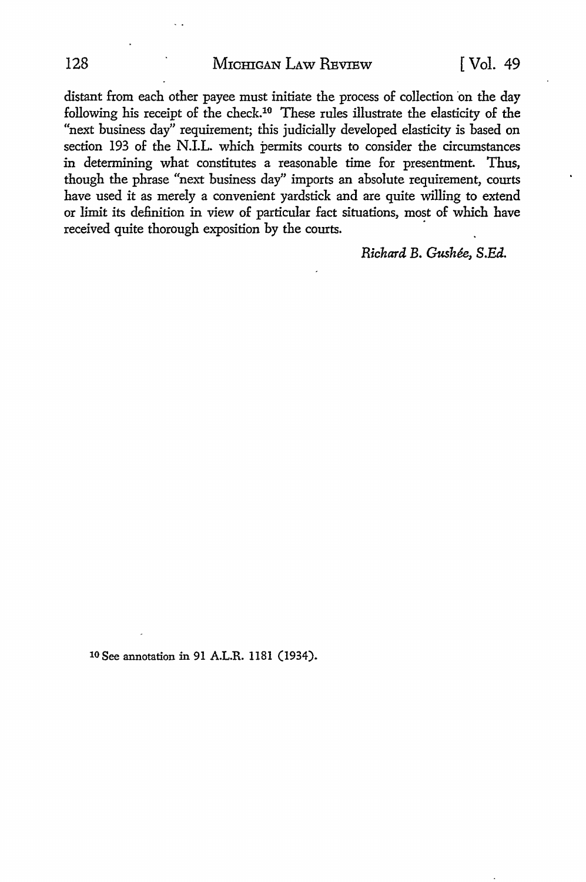distant from each other payee must initiate the process of collection on the day following his receipt of the check.[10] These rules illustrate the elasticity of the "next business day" requirement; this judicially developed elasticity is based on section 193 of the N.I.L. which permits courts to consider the circumstances in determining what constitutes a reasonable time for presentment. Thus, though the phrase "next business day" imports an absolute requirement, courts have used it as merely a convenient yardstick and are quite willing to extend or limit its definition in view of particular fact situations, most of which have received quite thorough exposition by the courts.

*Richard B. Gushée, S.Ed.*

[10] See annotation in 91 A.L.R. 1181 (1934).